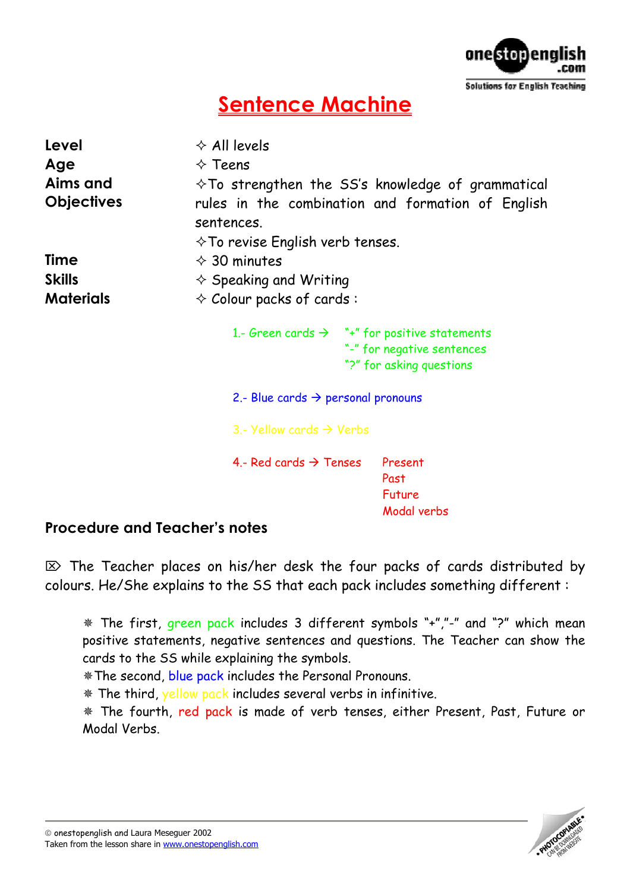# Sentence Machine

**Level** ✧ All levels

**Age** ✧ Teens

**Aims and Objectives** ✧To strengthen the SS's knowledge of grammatical rules in the combination and formation of English sentences.
✧To revise English verb tenses.

**Time** ✧ 30 minutes

**Skills** ✧ Speaking and Writing

**Materials** ✧ Colour packs of cards :

1.- Green cards → "+" for positive statements
"-" for negative sentences
"?" for asking questions

2.- Blue cards → personal pronouns

3.- Yellow cards → Verbs

4.- Red cards → Tenses
Present
Past
Future
Modal verbs

## Procedure and Teacher's notes

⌦ The Teacher places on his/her desk the four packs of cards distributed by colours. He/She explains to the SS that each pack includes something different :

- The first, green pack includes 3 different symbols "+","-" and "?" which mean positive statements, negative sentences and questions. The Teacher can show the cards to the SS while explaining the symbols.
- The second, blue pack includes the Personal Pronouns.
- The third, yellow pack includes several verbs in infinitive.
- The fourth, red pack is made of verb tenses, either Present, Past, Future or Modal Verbs.

© onestopenglish and Laura Meseguer 2002
Taken from the lesson share in www.onestopenglish.com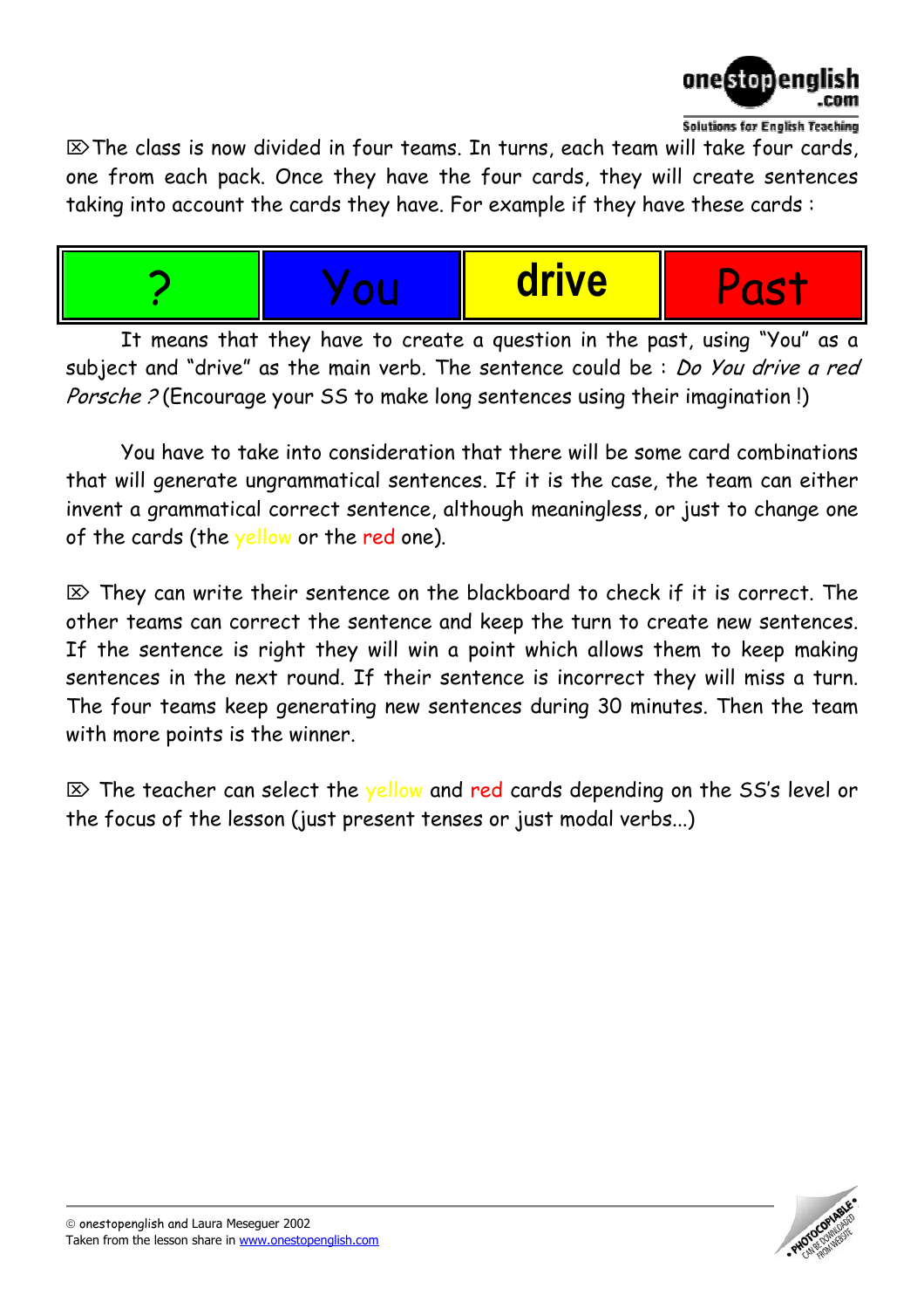⌦The class is now divided in four teams. In turns, each team will take four cards, one from each pack. Once they have the four cards, they will create sentences taking into account the cards they have. For example if they have these cards :

| | | | |
|---|---|---|---|
| ? | You | drive | Past |

It means that they have to create a question in the past, using "You" as a subject and "drive" as the main verb. The sentence could be : *Do You drive a red Porsche ?* (Encourage your SS to make long sentences using their imagination !)

You have to take into consideration that there will be some card combinations that will generate ungrammatical sentences. If it is the case, the team can either invent a grammatical correct sentence, although meaningless, or just to change one of the cards (the yellow or the red one).

⌦ They can write their sentence on the blackboard to check if it is correct. The other teams can correct the sentence and keep the turn to create new sentences. If the sentence is right they will win a point which allows them to keep making sentences in the next round. If their sentence is incorrect they will miss a turn. The four teams keep generating new sentences during 30 minutes. Then the team with more points is the winner.

⌦ The teacher can select the yellow and red cards depending on the SS's level or the focus of the lesson (just present tenses or just modal verbs...)

© onestopenglish and Laura Meseguer 2002
Taken from the lesson share in www.onestopenglish.com